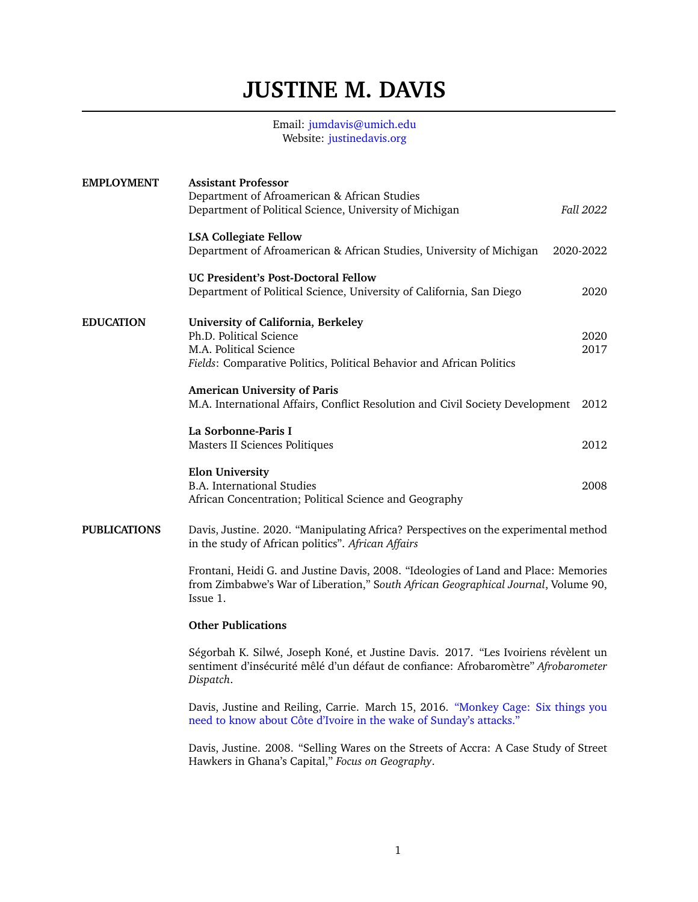# JUSTINE M. DAVIS

Email: jumdavis@umich.edu
Website: justinedavis.org

## EMPLOYMENT

**Assistant Professor**
Department of Afroamerican & African Studies
Department of Political Science, University of Michigan — *Fall 2022*

**LSA Collegiate Fellow**
Department of Afroamerican & African Studies, University of Michigan — 2020-2022

**UC President's Post-Doctoral Fellow**
Department of Political Science, University of California, San Diego — 2020

## EDUCATION

**University of California, Berkeley**
Ph.D. Political Science — 2020
M.A. Political Science — 2017
*Fields*: Comparative Politics, Political Behavior and African Politics

**American University of Paris**
M.A. International Affairs, Conflict Resolution and Civil Society Development — 2012

**La Sorbonne-Paris I**
Masters II Sciences Politiques — 2012

**Elon University**
B.A. International Studies — 2008
African Concentration; Political Science and Geography

## PUBLICATIONS

Davis, Justine. 2020. "Manipulating Africa? Perspectives on the experimental method in the study of African politics". *African Affairs*

Frontani, Heidi G. and Justine Davis, 2008. "Ideologies of Land and Place: Memories from Zimbabwe's War of Liberation," *South African Geographical Journal*, Volume 90, Issue 1.

**Other Publications**

Ségorbah K. Silwé, Joseph Koné, et Justine Davis. 2017. "Les Ivoiriens révèlent un sentiment d'insécurité mêlé d'un défaut de confiance: Afrobaromètre" *Afrobarometer Dispatch*.

Davis, Justine and Reiling, Carrie. March 15, 2016. "Monkey Cage: Six things you need to know about Côte d'Ivoire in the wake of Sunday's attacks."

Davis, Justine. 2008. "Selling Wares on the Streets of Accra: A Case Study of Street Hawkers in Ghana's Capital," *Focus on Geography*.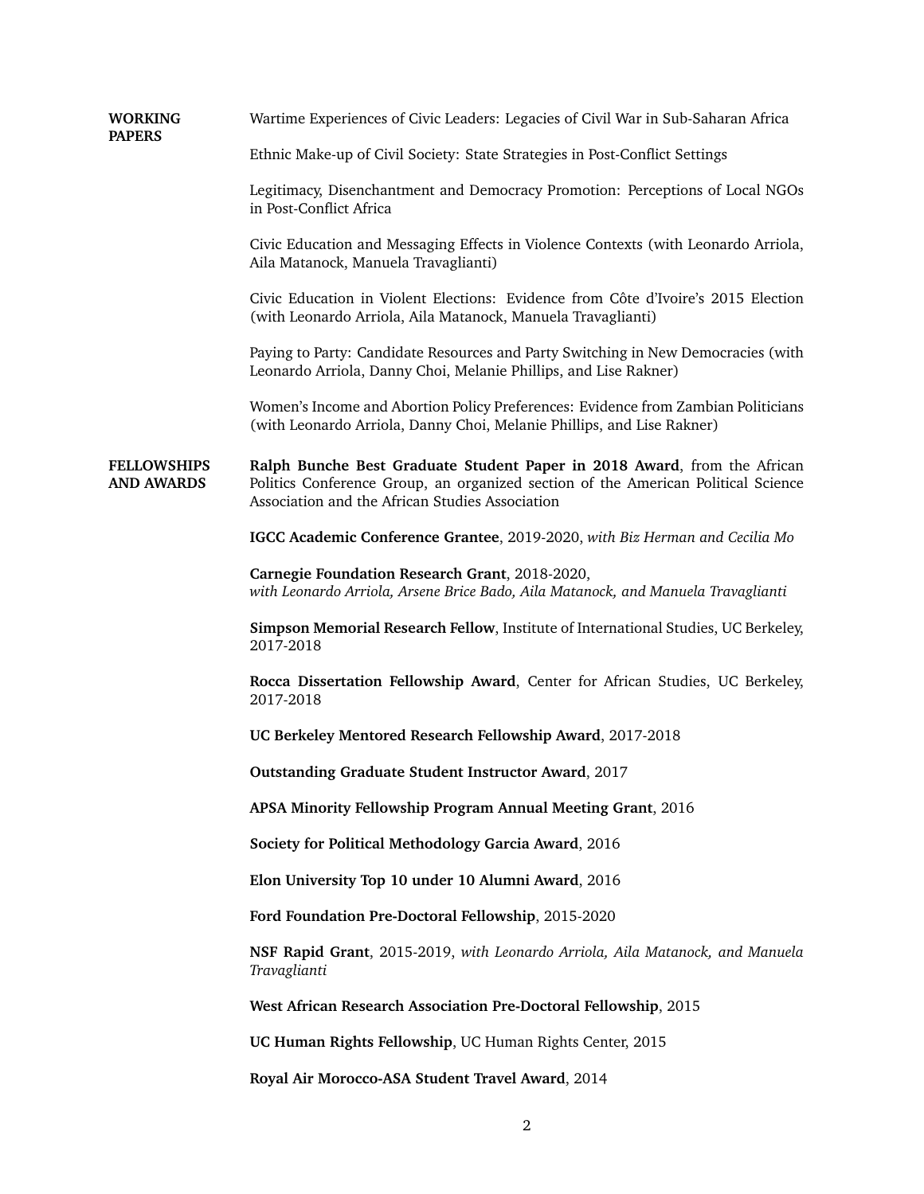## WORKING PAPERS

Wartime Experiences of Civic Leaders: Legacies of Civil War in Sub-Saharan Africa

Ethnic Make-up of Civil Society: State Strategies in Post-Conflict Settings

Legitimacy, Disenchantment and Democracy Promotion: Perceptions of Local NGOs in Post-Conflict Africa

Civic Education and Messaging Effects in Violence Contexts (with Leonardo Arriola, Aila Matanock, Manuela Travaglianti)

Civic Education in Violent Elections: Evidence from Côte d'Ivoire's 2015 Election (with Leonardo Arriola, Aila Matanock, Manuela Travaglianti)

Paying to Party: Candidate Resources and Party Switching in New Democracies (with Leonardo Arriola, Danny Choi, Melanie Phillips, and Lise Rakner)

Women's Income and Abortion Policy Preferences: Evidence from Zambian Politicians (with Leonardo Arriola, Danny Choi, Melanie Phillips, and Lise Rakner)

## FELLOWSHIPS AND AWARDS

**Ralph Bunche Best Graduate Student Paper in 2018 Award**, from the African Politics Conference Group, an organized section of the American Political Science Association and the African Studies Association

**IGCC Academic Conference Grantee**, 2019-2020, *with Biz Herman and Cecilia Mo*

**Carnegie Foundation Research Grant**, 2018-2020,
*with Leonardo Arriola, Arsene Brice Bado, Aila Matanock, and Manuela Travaglianti*

**Simpson Memorial Research Fellow**, Institute of International Studies, UC Berkeley, 2017-2018

**Rocca Dissertation Fellowship Award**, Center for African Studies, UC Berkeley, 2017-2018

**UC Berkeley Mentored Research Fellowship Award**, 2017-2018

**Outstanding Graduate Student Instructor Award**, 2017

**APSA Minority Fellowship Program Annual Meeting Grant**, 2016

**Society for Political Methodology Garcia Award**, 2016

**Elon University Top 10 under 10 Alumni Award**, 2016

**Ford Foundation Pre-Doctoral Fellowship**, 2015-2020

**NSF Rapid Grant**, 2015-2019, *with Leonardo Arriola, Aila Matanock, and Manuela Travaglianti*

**West African Research Association Pre-Doctoral Fellowship**, 2015

**UC Human Rights Fellowship**, UC Human Rights Center, 2015

**Royal Air Morocco-ASA Student Travel Award**, 2014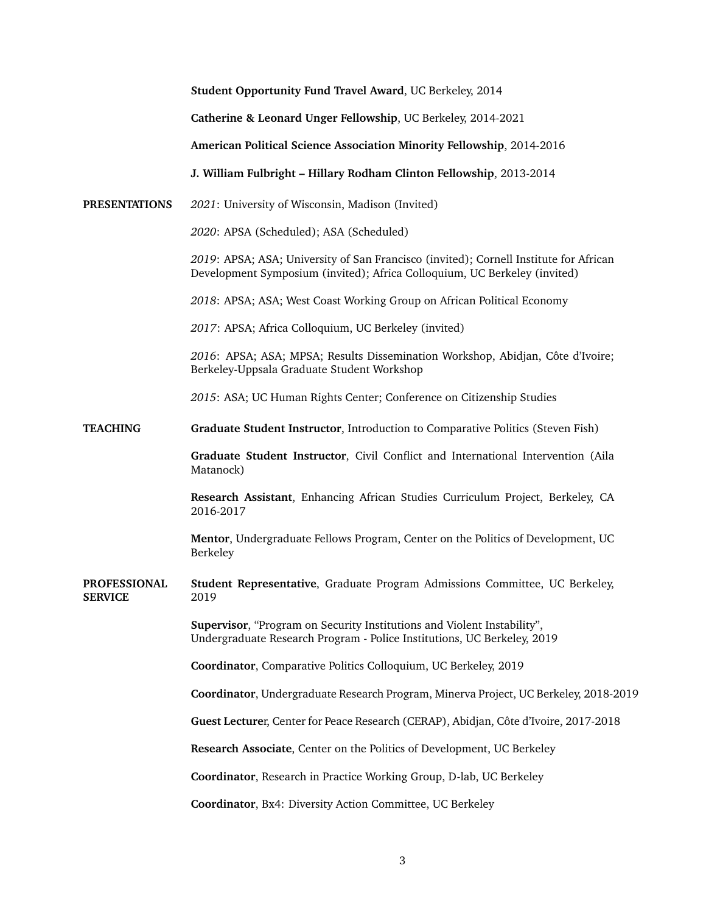**Student Opportunity Fund Travel Award**, UC Berkeley, 2014

**Catherine & Leonard Unger Fellowship**, UC Berkeley, 2014-2021

**American Political Science Association Minority Fellowship**, 2014-2016

**J. William Fulbright – Hillary Rodham Clinton Fellowship**, 2013-2014

## PRESENTATIONS

*2021*: University of Wisconsin, Madison (Invited)

*2020*: APSA (Scheduled); ASA (Scheduled)

*2019*: APSA; ASA; University of San Francisco (invited); Cornell Institute for African Development Symposium (invited); Africa Colloquium, UC Berkeley (invited)

*2018*: APSA; ASA; West Coast Working Group on African Political Economy

*2017*: APSA; Africa Colloquium, UC Berkeley (invited)

*2016*: APSA; ASA; MPSA; Results Dissemination Workshop, Abidjan, Côte d'Ivoire; Berkeley-Uppsala Graduate Student Workshop

*2015*: ASA; UC Human Rights Center; Conference on Citizenship Studies

## TEACHING

**Graduate Student Instructor**, Introduction to Comparative Politics (Steven Fish)

**Graduate Student Instructor**, Civil Conflict and International Intervention (Aila Matanock)

**Research Assistant**, Enhancing African Studies Curriculum Project, Berkeley, CA 2016-2017

**Mentor**, Undergraduate Fellows Program, Center on the Politics of Development, UC Berkeley

## PROFESSIONAL SERVICE

**Student Representative**, Graduate Program Admissions Committee, UC Berkeley, 2019

**Supervisor**, "Program on Security Institutions and Violent Instability", Undergraduate Research Program - Police Institutions, UC Berkeley, 2019

**Coordinator**, Comparative Politics Colloquium, UC Berkeley, 2019

**Coordinator**, Undergraduate Research Program, Minerva Project, UC Berkeley, 2018-2019

**Guest Lecture**r, Center for Peace Research (CERAP), Abidjan, Côte d'Ivoire, 2017-2018

**Research Associate**, Center on the Politics of Development, UC Berkeley

**Coordinator**, Research in Practice Working Group, D-lab, UC Berkeley

**Coordinator**, Bx4: Diversity Action Committee, UC Berkeley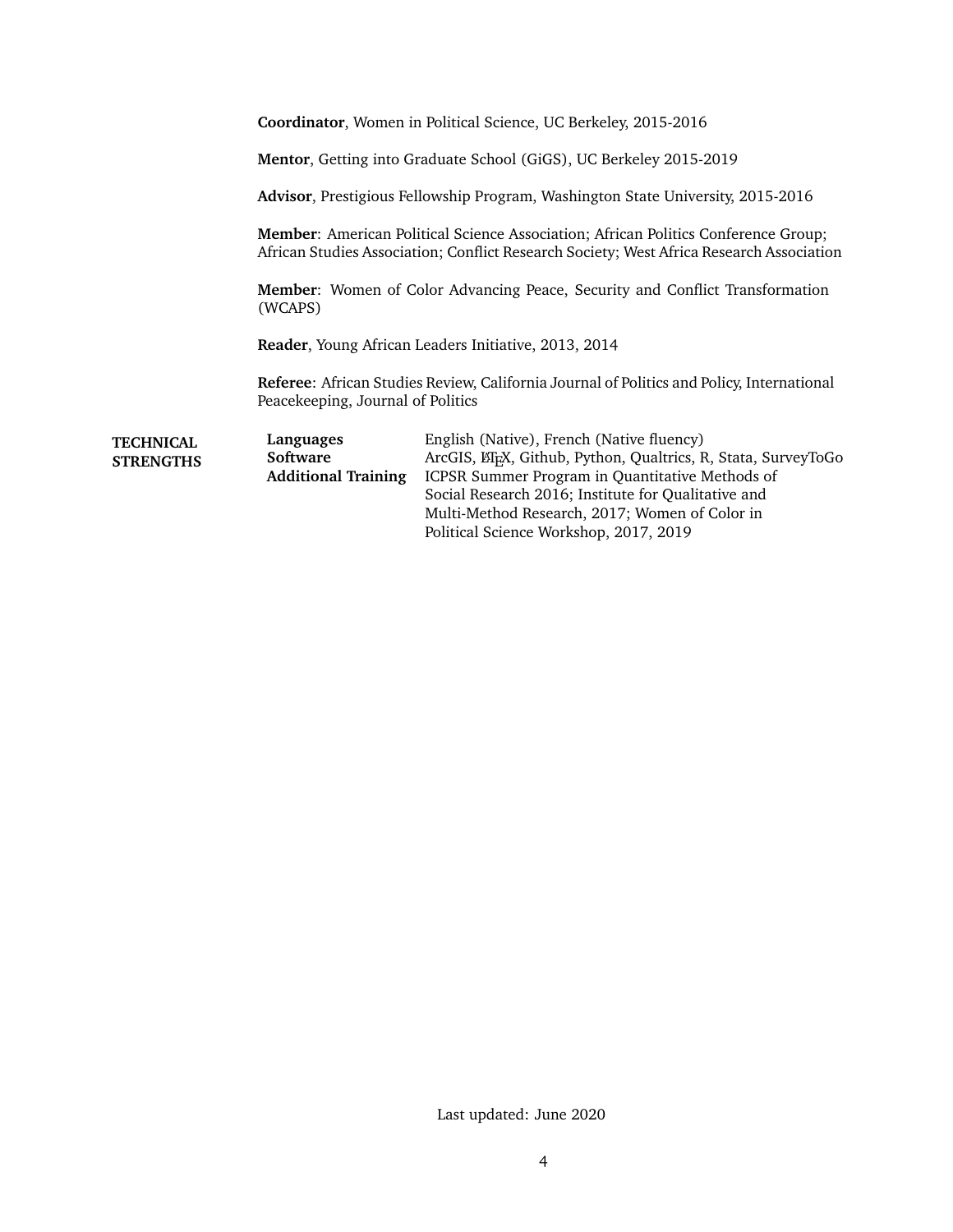**Coordinator**, Women in Political Science, UC Berkeley, 2015-2016

**Mentor**, Getting into Graduate School (GiGS), UC Berkeley 2015-2019

**Advisor**, Prestigious Fellowship Program, Washington State University, 2015-2016

**Member**: American Political Science Association; African Politics Conference Group; African Studies Association; Conflict Research Society; West Africa Research Association

**Member**: Women of Color Advancing Peace, Security and Conflict Transformation (WCAPS)

**Reader**, Young African Leaders Initiative, 2013, 2014

**Referee**: African Studies Review, California Journal of Politics and Policy, International Peacekeeping, Journal of Politics

## TECHNICAL STRENGTHS

| | |
|---|---|
| **Languages** | English (Native), French (Native fluency) |
| **Software** | ArcGIS, LaTeX, Github, Python, Qualtrics, R, Stata, SurveyToGo |
| **Additional Training** | ICPSR Summer Program in Quantitative Methods of Social Research 2016; Institute for Qualitative and Multi-Method Research, 2017; Women of Color in Political Science Workshop, 2017, 2019 |

Last updated: June 2020